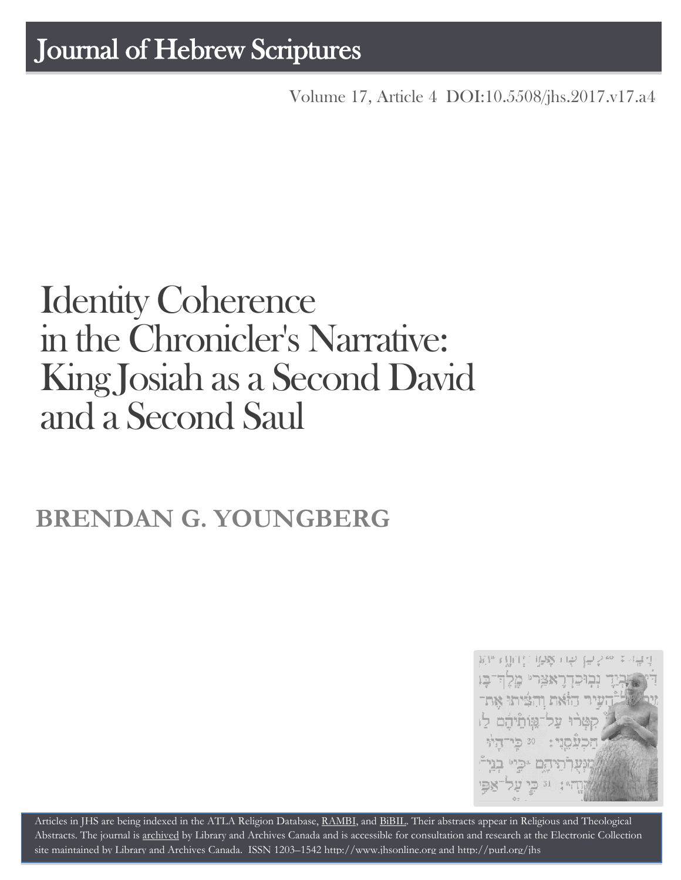# Journal of Hebrew Scriptures

Volume 17, Article 4 DOI:10.5508/jhs.2017.v17.a4

# Identity Coherence in the Chronicler's Narrative: King Josiah as a Second David and a Second Saul

## BRENDAN G. YOUNGBERG

Articles in JHS are being indexed in the ATLA Religion Database, RAMBI, and BiBIL. Their abstracts appear in Religious and Theological Abstracts. The journal is archived by Library and Archives Canada and is accessible for consultation and research at the Electronic Collection site maintained by Library and Archives Canada. ISSN 1203–1542 http://www.jhsonline.org and http://purl.org/jhs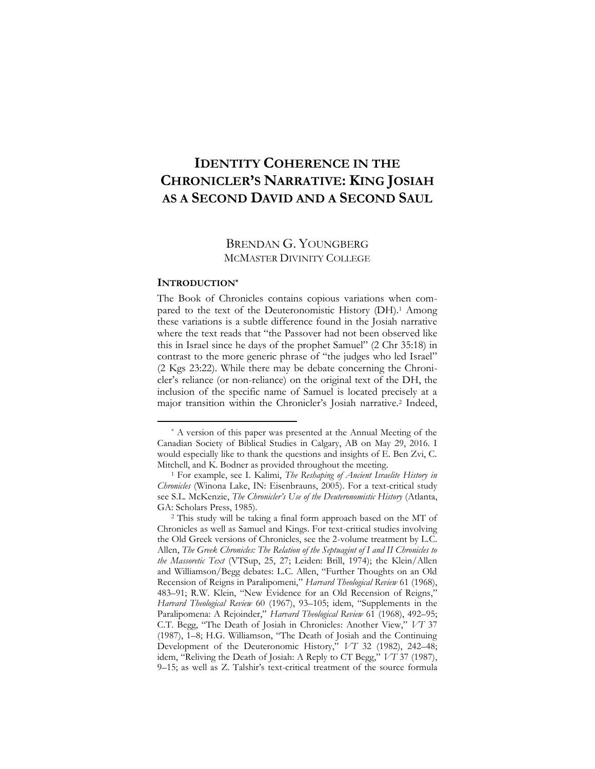# IDENTITY COHERENCE IN THE CHRONICLER'S NARRATIVE: KING JOSIAH AS A SECOND DAVID AND A SECOND SAUL

BRENDAN G. YOUNGBERG
MCMASTER DIVINITY COLLEGE

## INTRODUCTION*

The Book of Chronicles contains copious variations when compared to the text of the Deuteronomistic History (DH).[1] Among these variations is a subtle difference found in the Josiah narrative where the text reads that "the Passover had not been observed like this in Israel since he days of the prophet Samuel" (2 Chr 35:18) in contrast to the more generic phrase of "the judges who led Israel" (2 Kgs 23:22). While there may be debate concerning the Chronicler's reliance (or non-reliance) on the original text of the DH, the inclusion of the specific name of Samuel is located precisely at a major transition within the Chronicler's Josiah narrative.[2] Indeed,

---

\* A version of this paper was presented at the Annual Meeting of the Canadian Society of Biblical Studies in Calgary, AB on May 29, 2016. I would especially like to thank the questions and insights of E. Ben Zvi, C. Mitchell, and K. Bodner as provided throughout the meeting.

[1] For example, see I. Kalimi, *The Reshaping of Ancient Israelite History in Chronicles* (Winona Lake, IN: Eisenbrauns, 2005). For a text-critical study see S.L. McKenzie, *The Chronicler's Use of the Deuteronomistic History* (Atlanta, GA: Scholars Press, 1985).

[2] This study will be taking a final form approach based on the MT of Chronicles as well as Samuel and Kings. For text-critical studies involving the Old Greek versions of Chronicles, see the 2-volume treatment by L.C. Allen, *The Greek Chronicles: The Relation of the Septuagint of I and II Chronicles to the Massoretic Text* (VTSup, 25, 27; Leiden: Brill, 1974); the Klein/Allen and Williamson/Begg debates: L.C. Allen, "Further Thoughts on an Old Recension of Reigns in Paralipomeni," *Harvard Theological Review* 61 (1968), 483–91; R.W. Klein, "New Evidence for an Old Recension of Reigns," *Harvard Theological Review* 60 (1967), 93–105; idem, "Supplements in the Paralipomena: A Rejoinder," *Harvard Theological Review* 61 (1968), 492–95; C.T. Begg, "The Death of Josiah in Chronicles: Another View," *VT* 37 (1987), 1–8; H.G. Williamson, "The Death of Josiah and the Continuing Development of the Deuteronomic History," *VT* 32 (1982), 242–48; idem, "Reliving the Death of Josiah: A Reply to CT Begg," *VT* 37 (1987), 9–15; as well as Z. Talshir's text-critical treatment of the source formula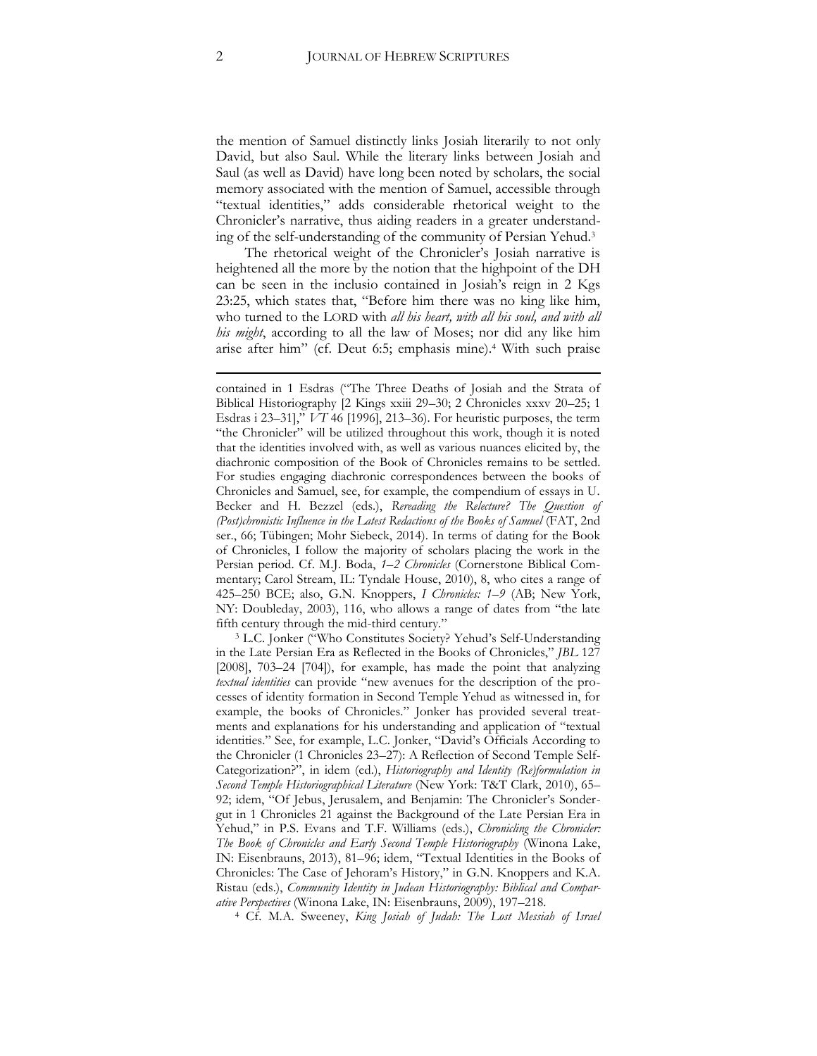the mention of Samuel distinctly links Josiah literarily to not only David, but also Saul. While the literary links between Josiah and Saul (as well as David) have long been noted by scholars, the social memory associated with the mention of Samuel, accessible through "textual identities," adds considerable rhetorical weight to the Chronicler's narrative, thus aiding readers in a greater understanding of the self-understanding of the community of Persian Yehud.[3]

The rhetorical weight of the Chronicler's Josiah narrative is heightened all the more by the notion that the highpoint of the DH can be seen in the inclusio contained in Josiah's reign in 2 Kgs 23:25, which states that, "Before him there was no king like him, who turned to the LORD with *all his heart, with all his soul, and with all his might*, according to all the law of Moses; nor did any like him arise after him" (cf. Deut 6:5; emphasis mine).[4] With such praise

---

contained in 1 Esdras ("The Three Deaths of Josiah and the Strata of Biblical Historiography [2 Kings xxiii 29–30; 2 Chronicles xxxv 20–25; 1 Esdras i 23–31]," *VT* 46 [1996], 213–36). For heuristic purposes, the term "the Chronicler" will be utilized throughout this work, though it is noted that the identities involved with, as well as various nuances elicited by, the diachronic composition of the Book of Chronicles remains to be settled. For studies engaging diachronic correspondences between the books of Chronicles and Samuel, see, for example, the compendium of essays in U. Becker and H. Bezzel (eds.), *Rereading the Relecture? The Question of (Post)chronistic Influence in the Latest Redactions of the Books of Samuel* (FAT, 2nd ser., 66; Tübingen; Mohr Siebeck, 2014). In terms of dating for the Book of Chronicles, I follow the majority of scholars placing the work in the Persian period. Cf. M.J. Boda, *1–2 Chronicles* (Cornerstone Biblical Commentary; Carol Stream, IL: Tyndale House, 2010), 8, who cites a range of 425–250 BCE; also, G.N. Knoppers, *I Chronicles: 1–9* (AB; New York, NY: Doubleday, 2003), 116, who allows a range of dates from "the late fifth century through the mid-third century."

[3] L.C. Jonker ("Who Constitutes Society? Yehud's Self-Understanding in the Late Persian Era as Reflected in the Books of Chronicles," *JBL* 127 [2008], 703–24 [704]), for example, has made the point that analyzing *textual identities* can provide "new avenues for the description of the processes of identity formation in Second Temple Yehud as witnessed in, for example, the books of Chronicles." Jonker has provided several treatments and explanations for his understanding and application of "textual identities." See, for example, L.C. Jonker, "David's Officials According to the Chronicler (1 Chronicles 23–27): A Reflection of Second Temple Self-Categorization?", in idem (ed.), *Historiography and Identity (Re)formulation in Second Temple Historiographical Literature* (New York: T&T Clark, 2010), 65–92; idem, "Of Jebus, Jerusalem, and Benjamin: The Chronicler's Sondergut in 1 Chronicles 21 against the Background of the Late Persian Era in Yehud," in P.S. Evans and T.F. Williams (eds.), *Chronicling the Chronicler: The Book of Chronicles and Early Second Temple Historiography* (Winona Lake, IN: Eisenbrauns, 2013), 81–96; idem, "Textual Identities in the Books of Chronicles: The Case of Jehoram's History," in G.N. Knoppers and K.A. Ristau (eds.), *Community Identity in Judean Historiography: Biblical and Comparative Perspectives* (Winona Lake, IN: Eisenbrauns, 2009), 197–218.

[4] Cf. M.A. Sweeney, *King Josiah of Judah: The Lost Messiah of Israel*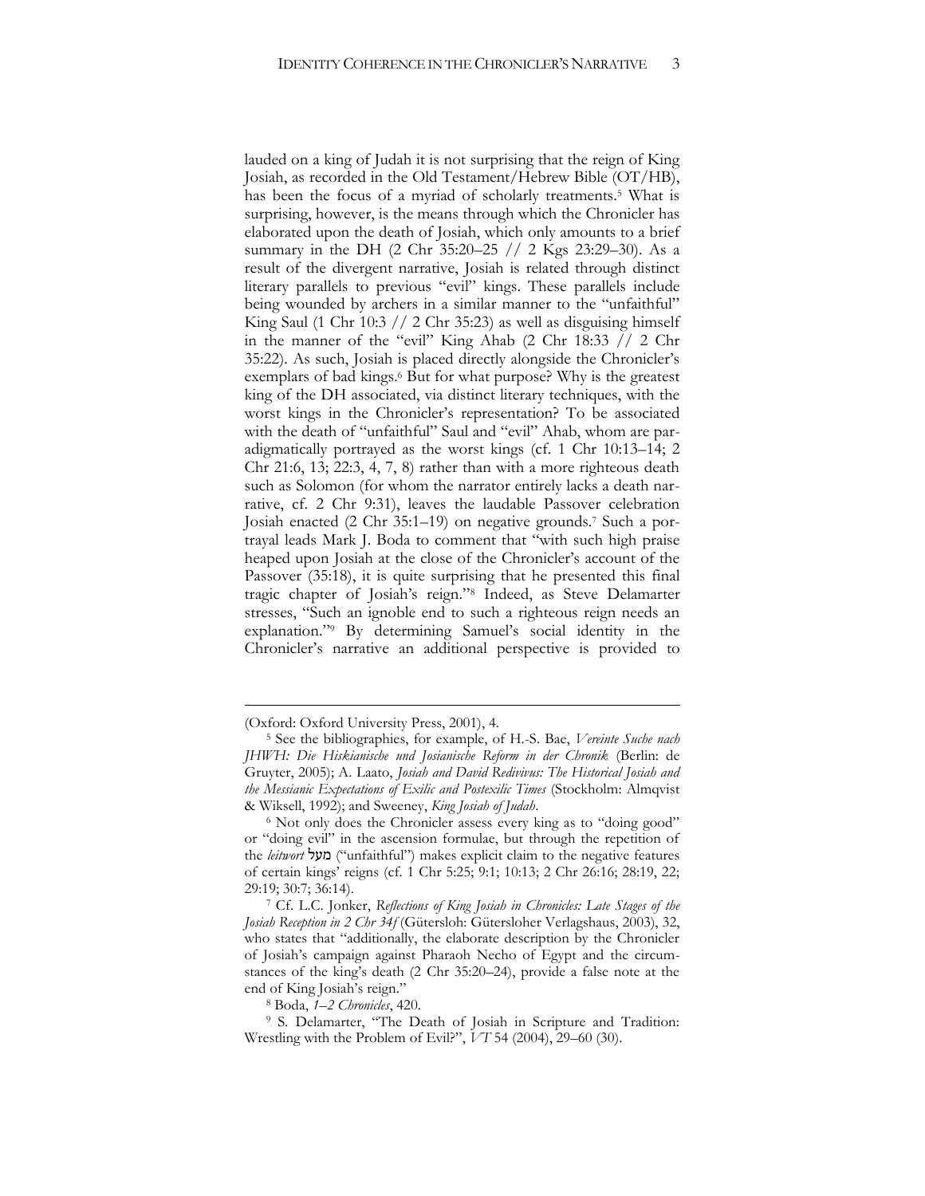lauded on a king of Judah it is not surprising that the reign of King Josiah, as recorded in the Old Testament/Hebrew Bible (OT/HB), has been the focus of a myriad of scholarly treatments.[5] What is surprising, however, is the means through which the Chronicler has elaborated upon the death of Josiah, which only amounts to a brief summary in the DH (2 Chr 35:20–25 // 2 Kgs 23:29–30). As a result of the divergent narrative, Josiah is related through distinct literary parallels to previous "evil" kings. These parallels include being wounded by archers in a similar manner to the "unfaithful" King Saul (1 Chr 10:3 // 2 Chr 35:23) as well as disguising himself in the manner of the "evil" King Ahab (2 Chr 18:33 // 2 Chr 35:22). As such, Josiah is placed directly alongside the Chronicler's exemplars of bad kings.[6] But for what purpose? Why is the greatest king of the DH associated, via distinct literary techniques, with the worst kings in the Chronicler's representation? To be associated with the death of "unfaithful" Saul and "evil" Ahab, whom are paradigmatically portrayed as the worst kings (cf. 1 Chr 10:13–14; 2 Chr 21:6, 13; 22:3, 4, 7, 8) rather than with a more righteous death such as Solomon (for whom the narrator entirely lacks a death narrative, cf. 2 Chr 9:31), leaves the laudable Passover celebration Josiah enacted (2 Chr 35:1–19) on negative grounds.[7] Such a portrayal leads Mark J. Boda to comment that "with such high praise heaped upon Josiah at the close of the Chronicler's account of the Passover (35:18), it is quite surprising that he presented this final tragic chapter of Josiah's reign."[8] Indeed, as Steve Delamarter stresses, "Such an ignoble end to such a righteous reign needs an explanation."[9] By determining Samuel's social identity in the Chronicler's narrative an additional perspective is provided to

---

(Oxford: Oxford University Press, 2001), 4.

[5] See the bibliographies, for example, of H.-S. Bae, *Vereinte Suche nach JHWH: Die Hiskianische und Josianische Reform in der Chronik* (Berlin: de Gruyter, 2005); A. Laato, *Josiah and David Redivivus: The Historical Josiah and the Messianic Expectations of Exilic and Postexilic Times* (Stockholm: Almqvist & Wiksell, 1992); and Sweeney, *King Josiah of Judah*.

[6] Not only does the Chronicler assess every king as to "doing good" or "doing evil" in the ascension formulae, but through the repetition of the *leitwort* מעל ("unfaithful") makes explicit claim to the negative features of certain kings' reigns (cf. 1 Chr 5:25; 9:1; 10:13; 2 Chr 26:16; 28:19, 22; 29:19; 30:7; 36:14).

[7] Cf. L.C. Jonker, *Reflections of King Josiah in Chronicles: Late Stages of the Josiah Reception in 2 Chr 34f* (Gütersloh: Gütersloher Verlagshaus, 2003), 32, who states that "additionally, the elaborate description by the Chronicler of Josiah's campaign against Pharaoh Necho of Egypt and the circumstances of the king's death (2 Chr 35:20–24), provide a false note at the end of King Josiah's reign."

[8] Boda, *1–2 Chronicles*, 420.

[9] S. Delamarter, "The Death of Josiah in Scripture and Tradition: Wrestling with the Problem of Evil?", *VT* 54 (2004), 29–60 (30).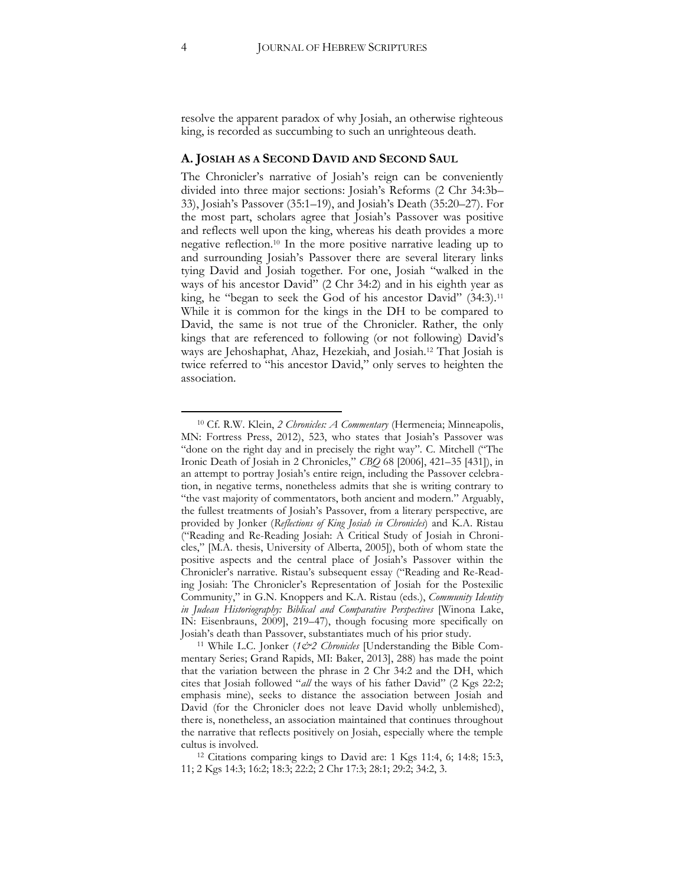resolve the apparent paradox of why Josiah, an otherwise righteous king, is recorded as succumbing to such an unrighteous death.

## A. JOSIAH AS A SECOND DAVID AND SECOND SAUL

The Chronicler's narrative of Josiah's reign can be conveniently divided into three major sections: Josiah's Reforms (2 Chr 34:3b–33), Josiah's Passover (35:1–19), and Josiah's Death (35:20–27). For the most part, scholars agree that Josiah's Passover was positive and reflects well upon the king, whereas his death provides a more negative reflection.[10] In the more positive narrative leading up to and surrounding Josiah's Passover there are several literary links tying David and Josiah together. For one, Josiah "walked in the ways of his ancestor David" (2 Chr 34:2) and in his eighth year as king, he "began to seek the God of his ancestor David" (34:3).[11] While it is common for the kings in the DH to be compared to David, the same is not true of the Chronicler. Rather, the only kings that are referenced to following (or not following) David's ways are Jehoshaphat, Ahaz, Hezekiah, and Josiah.[12] That Josiah is twice referred to "his ancestor David," only serves to heighten the association.

---

[10] Cf. R.W. Klein, *2 Chronicles: A Commentary* (Hermeneia; Minneapolis, MN: Fortress Press, 2012), 523, who states that Josiah's Passover was "done on the right day and in precisely the right way". C. Mitchell ("The Ironic Death of Josiah in 2 Chronicles," *CBQ* 68 [2006], 421–35 [431]), in an attempt to portray Josiah's entire reign, including the Passover celebration, in negative terms, nonetheless admits that she is writing contrary to "the vast majority of commentators, both ancient and modern." Arguably, the fullest treatments of Josiah's Passover, from a literary perspective, are provided by Jonker (*Reflections of King Josiah in Chronicles*) and K.A. Ristau ("Reading and Re-Reading Josiah: A Critical Study of Josiah in Chronicles," [M.A. thesis, University of Alberta, 2005]), both of whom state the positive aspects and the central place of Josiah's Passover within the Chronicler's narrative. Ristau's subsequent essay ("Reading and Re-Reading Josiah: The Chronicler's Representation of Josiah for the Postexilic Community," in G.N. Knoppers and K.A. Ristau (eds.), *Community Identity in Judean Historiography: Biblical and Comparative Perspectives* [Winona Lake, IN: Eisenbrauns, 2009], 219–47), though focusing more specifically on Josiah's death than Passover, substantiates much of his prior study.

[11] While L.C. Jonker (*1&2 Chronicles* [Understanding the Bible Commentary Series; Grand Rapids, MI: Baker, 2013], 288) has made the point that the variation between the phrase in 2 Chr 34:2 and the DH, which cites that Josiah followed "*all* the ways of his father David" (2 Kgs 22:2; emphasis mine), seeks to distance the association between Josiah and David (for the Chronicler does not leave David wholly unblemished), there is, nonetheless, an association maintained that continues throughout the narrative that reflects positively on Josiah, especially where the temple cultus is involved.

[12] Citations comparing kings to David are: 1 Kgs 11:4, 6; 14:8; 15:3, 11; 2 Kgs 14:3; 16:2; 18:3; 22:2; 2 Chr 17:3; 28:1; 29:2; 34:2, 3.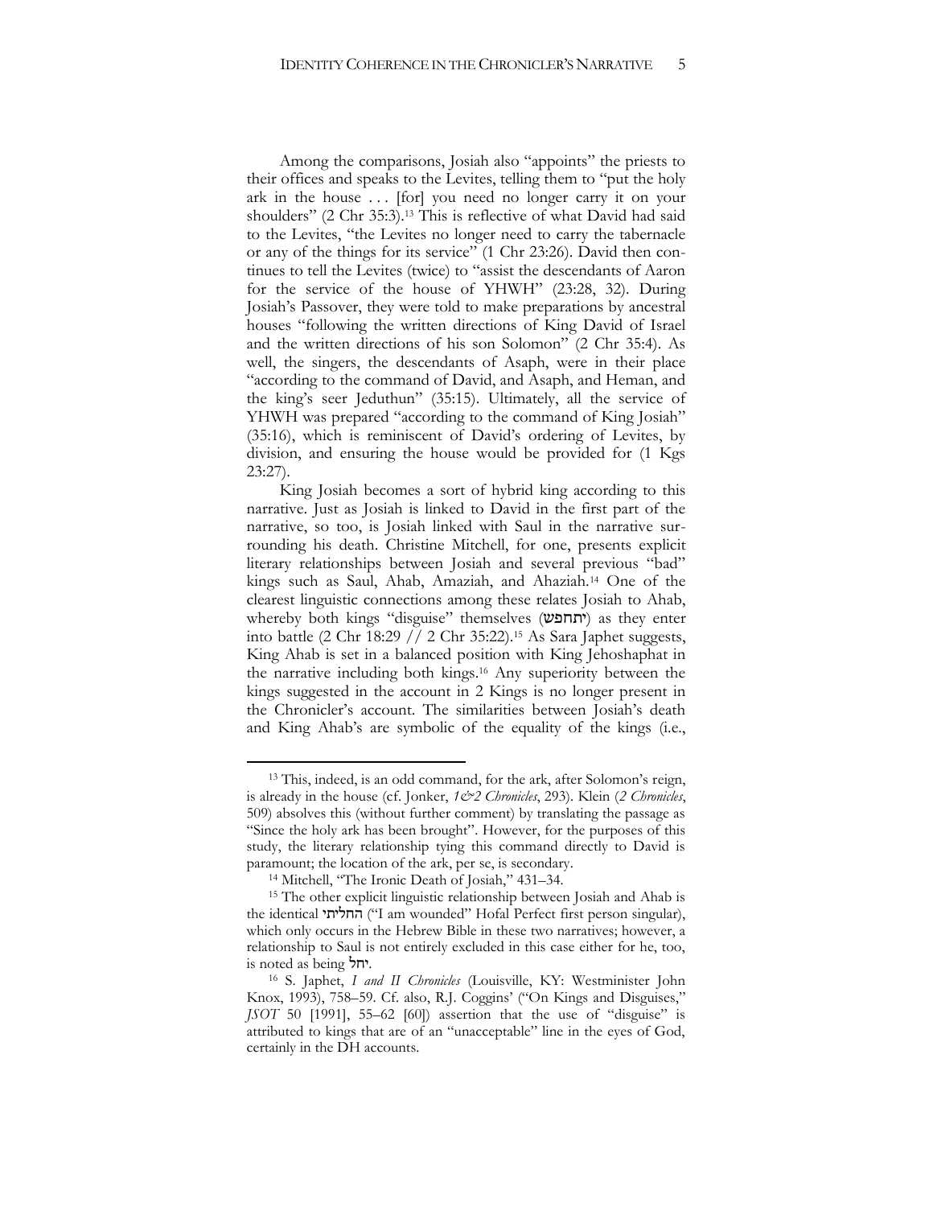Among the comparisons, Josiah also "appoints" the priests to their offices and speaks to the Levites, telling them to "put the holy ark in the house . . . [for] you need no longer carry it on your shoulders" (2 Chr 35:3).[13] This is reflective of what David had said to the Levites, "the Levites no longer need to carry the tabernacle or any of the things for its service" (1 Chr 23:26). David then continues to tell the Levites (twice) to "assist the descendants of Aaron for the service of the house of YHWH" (23:28, 32). During Josiah's Passover, they were told to make preparations by ancestral houses "following the written directions of King David of Israel and the written directions of his son Solomon" (2 Chr 35:4). As well, the singers, the descendants of Asaph, were in their place "according to the command of David, and Asaph, and Heman, and the king's seer Jeduthun" (35:15). Ultimately, all the service of YHWH was prepared "according to the command of King Josiah" (35:16), which is reminiscent of David's ordering of Levites, by division, and ensuring the house would be provided for (1 Kgs 23:27).

King Josiah becomes a sort of hybrid king according to this narrative. Just as Josiah is linked to David in the first part of the narrative, so too, is Josiah linked with Saul in the narrative surrounding his death. Christine Mitchell, for one, presents explicit literary relationships between Josiah and several previous "bad" kings such as Saul, Ahab, Amaziah, and Ahaziah.[14] One of the clearest linguistic connections among these relates Josiah to Ahab, whereby both kings "disguise" themselves (יתחפש) as they enter into battle (2 Chr 18:29 // 2 Chr 35:22).[15] As Sara Japhet suggests, King Ahab is set in a balanced position with King Jehoshaphat in the narrative including both kings.[16] Any superiority between the kings suggested in the account in 2 Kings is no longer present in the Chronicler's account. The similarities between Josiah's death and King Ahab's are symbolic of the equality of the kings (i.e.,

---

[13] This, indeed, is an odd command, for the ark, after Solomon's reign, is already in the house (cf. Jonker, *1&2 Chronicles*, 293). Klein (*2 Chronicles*, 509) absolves this (without further comment) by translating the passage as "Since the holy ark has been brought". However, for the purposes of this study, the literary relationship tying this command directly to David is paramount; the location of the ark, per se, is secondary.

[14] Mitchell, "The Ironic Death of Josiah," 431–34.

[15] The other explicit linguistic relationship between Josiah and Ahab is the identical החליתי ("I am wounded" Hofal Perfect first person singular), which only occurs in the Hebrew Bible in these two narratives; however, a relationship to Saul is not entirely excluded in this case either for he, too, is noted as being יחל.

[16] S. Japhet, *I and II Chronicles* (Louisville, KY: Westminister John Knox, 1993), 758–59. Cf. also, R.J. Coggins' ("On Kings and Disguises," *JSOT* 50 [1991], 55–62 [60]) assertion that the use of "disguise" is attributed to kings that are of an "unacceptable" line in the eyes of God, certainly in the DH accounts.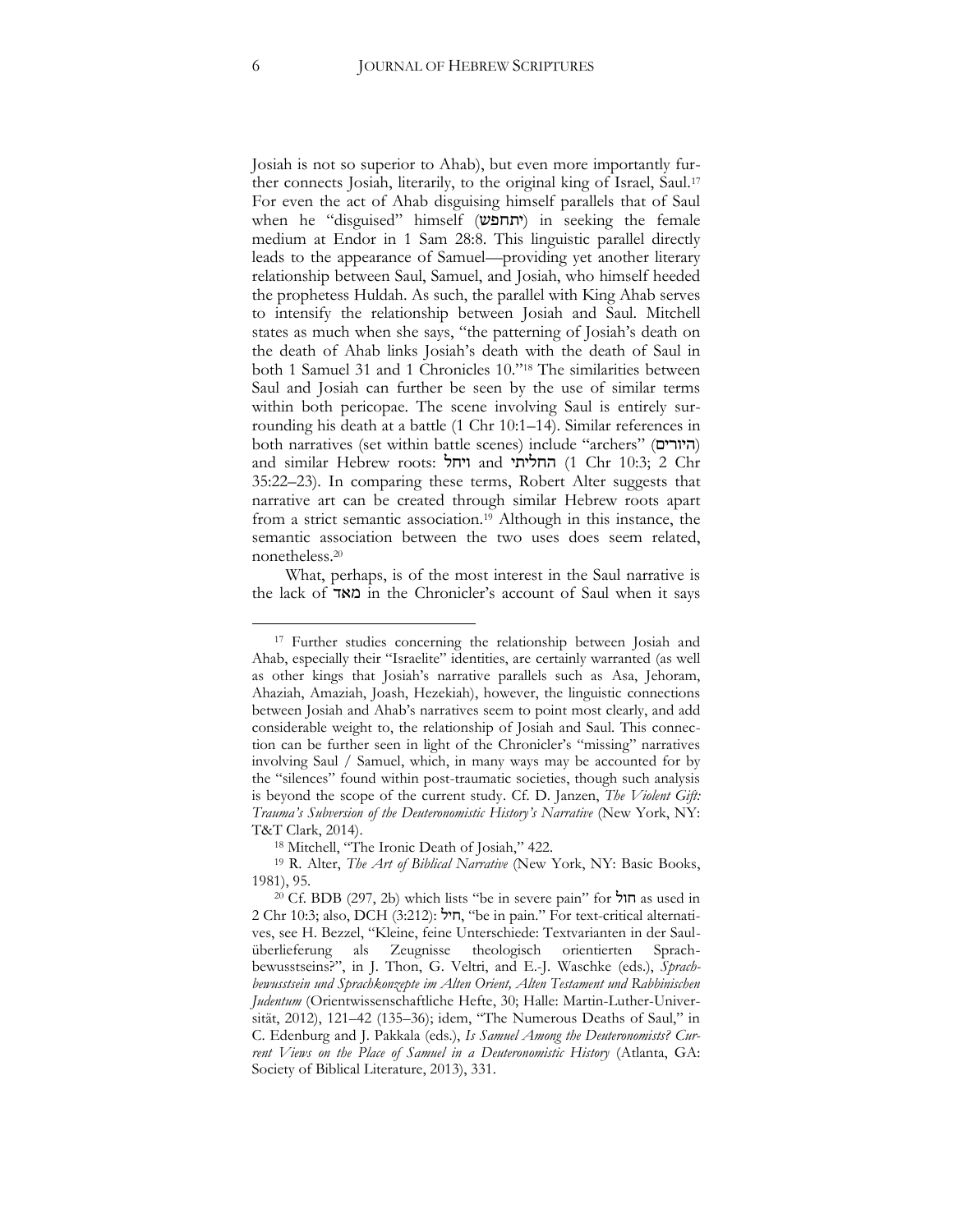Josiah is not so superior to Ahab), but even more importantly further connects Josiah, literarily, to the original king of Israel, Saul.[17] For even the act of Ahab disguising himself parallels that of Saul when he "disguised" himself (יתחפש) in seeking the female medium at Endor in 1 Sam 28:8. This linguistic parallel directly leads to the appearance of Samuel—providing yet another literary relationship between Saul, Samuel, and Josiah, who himself heeded the prophetess Huldah. As such, the parallel with King Ahab serves to intensify the relationship between Josiah and Saul. Mitchell states as much when she says, "the patterning of Josiah's death on the death of Ahab links Josiah's death with the death of Saul in both 1 Samuel 31 and 1 Chronicles 10."[18] The similarities between Saul and Josiah can further be seen by the use of similar terms within both pericopae. The scene involving Saul is entirely surrounding his death at a battle (1 Chr 10:1–14). Similar references in both narratives (set within battle scenes) include "archers" (היורים) and similar Hebrew roots: ויחל and החליתי (1 Chr 10:3; 2 Chr 35:22–23). In comparing these terms, Robert Alter suggests that narrative art can be created through similar Hebrew roots apart from a strict semantic association.[19] Although in this instance, the semantic association between the two uses does seem related, nonetheless.[20]

What, perhaps, is of the most interest in the Saul narrative is the lack of מאד in the Chronicler's account of Saul when it says

---

[17] Further studies concerning the relationship between Josiah and Ahab, especially their "Israelite" identities, are certainly warranted (as well as other kings that Josiah's narrative parallels such as Asa, Jehoram, Ahaziah, Amaziah, Joash, Hezekiah), however, the linguistic connections between Josiah and Ahab's narratives seem to point most clearly, and add considerable weight to, the relationship of Josiah and Saul. This connection can be further seen in light of the Chronicler's "missing" narratives involving Saul / Samuel, which, in many ways may be accounted for by the "silences" found within post-traumatic societies, though such analysis is beyond the scope of the current study. Cf. D. Janzen, *The Violent Gift: Trauma's Subversion of the Deuteronomistic History's Narrative* (New York, NY: T&T Clark, 2014).

[18] Mitchell, "The Ironic Death of Josiah," 422.

[19] R. Alter, *The Art of Biblical Narrative* (New York, NY: Basic Books, 1981), 95.

[20] Cf. BDB (297, 2b) which lists "be in severe pain" for חול as used in 2 Chr 10:3; also, DCH (3:212): חיל, "be in pain." For text-critical alternatives, see H. Bezzel, "Kleine, feine Unterschiede: Textvarianten in der Saulüberlieferung als Zeugnisse theologisch orientierten Sprachbewusstseins?", in J. Thon, G. Veltri, and E.-J. Waschke (eds.), *Sprachbewusstsein und Sprachkonzepte im Alten Orient, Alten Testament und Rabbinischen Judentum* (Orientwissenschaftliche Hefte, 30; Halle: Martin-Luther-Universität, 2012), 121–42 (135–36); idem, "The Numerous Deaths of Saul," in C. Edenburg and J. Pakkala (eds.), *Is Samuel Among the Deuteronomists? Current Views on the Place of Samuel in a Deuteronomistic History* (Atlanta, GA: Society of Biblical Literature, 2013), 331.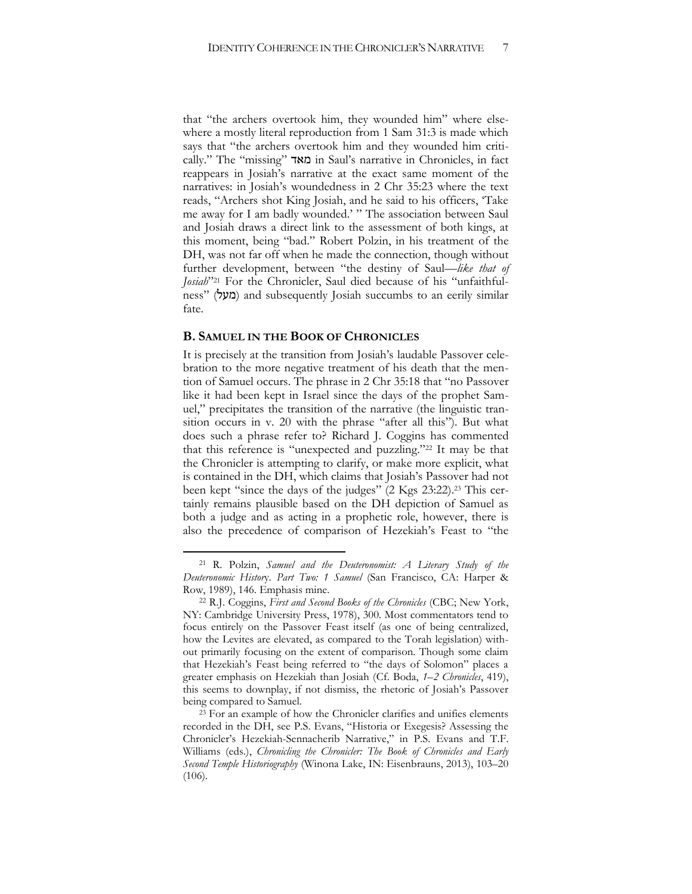that "the archers overtook him, they wounded him" where elsewhere a mostly literal reproduction from 1 Sam 31:3 is made which says that "the archers overtook him and they wounded him critically." The "missing" מאד in Saul's narrative in Chronicles, in fact reappears in Josiah's narrative at the exact same moment of the narratives: in Josiah's woundedness in 2 Chr 35:23 where the text reads, "Archers shot King Josiah, and he said to his officers, 'Take me away for I am badly wounded.' " The association between Saul and Josiah draws a direct link to the assessment of both kings, at this moment, being "bad." Robert Polzin, in his treatment of the DH, was not far off when he made the connection, though without further development, between "the destiny of Saul—*like that of Josiah*"[21] For the Chronicler, Saul died because of his "unfaithfulness" (מעל) and subsequently Josiah succumbs to an eerily similar fate.

### B. Samuel in the Book of Chronicles

It is precisely at the transition from Josiah's laudable Passover celebration to the more negative treatment of his death that the mention of Samuel occurs. The phrase in 2 Chr 35:18 that "no Passover like it had been kept in Israel since the days of the prophet Samuel," precipitates the transition of the narrative (the linguistic transition occurs in v. 20 with the phrase "after all this"). But what does such a phrase refer to? Richard J. Coggins has commented that this reference is "unexpected and puzzling."[22] It may be that the Chronicler is attempting to clarify, or make more explicit, what is contained in the DH, which claims that Josiah's Passover had not been kept "since the days of the judges" (2 Kgs 23:22).[23] This certainly remains plausible based on the DH depiction of Samuel as both a judge and as acting in a prophetic role, however, there is also the precedence of comparison of Hezekiah's Feast to "the

---

[21] R. Polzin, *Samuel and the Deuteronomist: A Literary Study of the Deuteronomic History. Part Two: 1 Samuel* (San Francisco, CA: Harper & Row, 1989), 146. Emphasis mine.

[22] R.J. Coggins, *First and Second Books of the Chronicles* (CBC; New York, NY: Cambridge University Press, 1978), 300. Most commentators tend to focus entirely on the Passover Feast itself (as one of being centralized, how the Levites are elevated, as compared to the Torah legislation) without primarily focusing on the extent of comparison. Though some claim that Hezekiah's Feast being referred to "the days of Solomon" places a greater emphasis on Hezekiah than Josiah (Cf. Boda, *1–2 Chronicles*, 419), this seems to downplay, if not dismiss, the rhetoric of Josiah's Passover being compared to Samuel.

[23] For an example of how the Chronicler clarifies and unifies elements recorded in the DH, see P.S. Evans, "Historia or Exegesis? Assessing the Chronicler's Hezekiah-Sennacherib Narrative," in P.S. Evans and T.F. Williams (eds.), *Chronicling the Chronicler: The Book of Chronicles and Early Second Temple Historiography* (Winona Lake, IN: Eisenbrauns, 2013), 103–20 (106).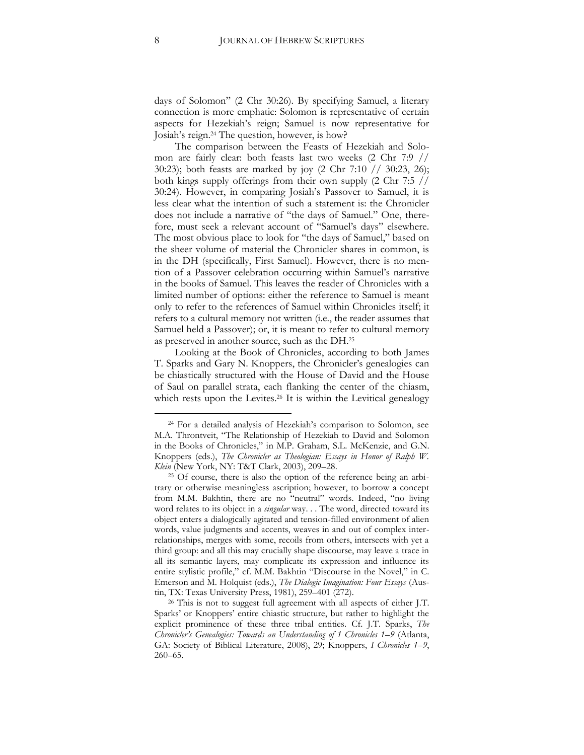days of Solomon" (2 Chr 30:26). By specifying Samuel, a literary connection is more emphatic: Solomon is representative of certain aspects for Hezekiah's reign; Samuel is now representative for Josiah's reign.[24] The question, however, is how?

The comparison between the Feasts of Hezekiah and Solomon are fairly clear: both feasts last two weeks (2 Chr 7:9 // 30:23); both feasts are marked by joy (2 Chr 7:10 // 30:23, 26); both kings supply offerings from their own supply (2 Chr 7:5 // 30:24). However, in comparing Josiah's Passover to Samuel, it is less clear what the intention of such a statement is: the Chronicler does not include a narrative of "the days of Samuel." One, therefore, must seek a relevant account of "Samuel's days" elsewhere. The most obvious place to look for "the days of Samuel," based on the sheer volume of material the Chronicler shares in common, is in the DH (specifically, First Samuel). However, there is no mention of a Passover celebration occurring within Samuel's narrative in the books of Samuel. This leaves the reader of Chronicles with a limited number of options: either the reference to Samuel is meant only to refer to the references of Samuel within Chronicles itself; it refers to a cultural memory not written (i.e., the reader assumes that Samuel held a Passover); or, it is meant to refer to cultural memory as preserved in another source, such as the DH.[25]

Looking at the Book of Chronicles, according to both James T. Sparks and Gary N. Knoppers, the Chronicler's genealogies can be chiastically structured with the House of David and the House of Saul on parallel strata, each flanking the center of the chiasm, which rests upon the Levites.[26] It is within the Levitical genealogy

---

[24] For a detailed analysis of Hezekiah's comparison to Solomon, see M.A. Throntveit, "The Relationship of Hezekiah to David and Solomon in the Books of Chronicles," in M.P. Graham, S.L. McKenzie, and G.N. Knoppers (eds.), *The Chronicler as Theologian: Essays in Honor of Ralph W. Klein* (New York, NY: T&T Clark, 2003), 209–28.

[25] Of course, there is also the option of the reference being an arbitrary or otherwise meaningless ascription; however, to borrow a concept from M.M. Bakhtin, there are no "neutral" words. Indeed, "no living word relates to its object in a *singular* way. . . The word, directed toward its object enters a dialogically agitated and tension-filled environment of alien words, value judgments and accents, weaves in and out of complex interrelationships, merges with some, recoils from others, intersects with yet a third group: and all this may crucially shape discourse, may leave a trace in all its semantic layers, may complicate its expression and influence its entire stylistic profile," cf. M.M. Bakhtin "Discourse in the Novel," in C. Emerson and M. Holquist (eds.), *The Dialogic Imagination: Four Essays* (Austin, TX: Texas University Press, 1981), 259–401 (272).

[26] This is not to suggest full agreement with all aspects of either J.T. Sparks' or Knoppers' entire chiastic structure, but rather to highlight the explicit prominence of these three tribal entities. Cf. J.T. Sparks, *The Chronicler's Genealogies: Towards an Understanding of 1 Chronicles 1–9* (Atlanta, GA: Society of Biblical Literature, 2008), 29; Knoppers, *I Chronicles 1–9*, 260–65.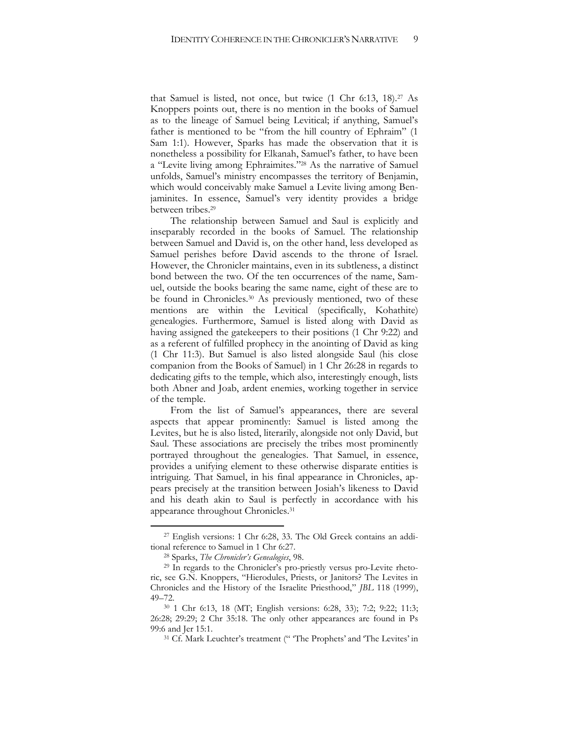that Samuel is listed, not once, but twice (1 Chr 6:13, 18).[27] As Knoppers points out, there is no mention in the books of Samuel as to the lineage of Samuel being Levitical; if anything, Samuel's father is mentioned to be "from the hill country of Ephraim" (1 Sam 1:1). However, Sparks has made the observation that it is nonetheless a possibility for Elkanah, Samuel's father, to have been a "Levite living among Ephraimites."[28] As the narrative of Samuel unfolds, Samuel's ministry encompasses the territory of Benjamin, which would conceivably make Samuel a Levite living among Benjaminites. In essence, Samuel's very identity provides a bridge between tribes.[29]

The relationship between Samuel and Saul is explicitly and inseparably recorded in the books of Samuel. The relationship between Samuel and David is, on the other hand, less developed as Samuel perishes before David ascends to the throne of Israel. However, the Chronicler maintains, even in its subtleness, a distinct bond between the two. Of the ten occurrences of the name, Samuel, outside the books bearing the same name, eight of these are to be found in Chronicles.[30] As previously mentioned, two of these mentions are within the Levitical (specifically, Kohathite) genealogies. Furthermore, Samuel is listed along with David as having assigned the gatekeepers to their positions (1 Chr 9:22) and as a referent of fulfilled prophecy in the anointing of David as king (1 Chr 11:3). But Samuel is also listed alongside Saul (his close companion from the Books of Samuel) in 1 Chr 26:28 in regards to dedicating gifts to the temple, which also, interestingly enough, lists both Abner and Joab, ardent enemies, working together in service of the temple.

From the list of Samuel's appearances, there are several aspects that appear prominently: Samuel is listed among the Levites, but he is also listed, literarily, alongside not only David, but Saul. These associations are precisely the tribes most prominently portrayed throughout the genealogies. That Samuel, in essence, provides a unifying element to these otherwise disparate entities is intriguing. That Samuel, in his final appearance in Chronicles, appears precisely at the transition between Josiah's likeness to David and his death akin to Saul is perfectly in accordance with his appearance throughout Chronicles.[31]

---

[27] English versions: 1 Chr 6:28, 33. The Old Greek contains an additional reference to Samuel in 1 Chr 6:27.

[28] Sparks, *The Chronicler's Genealogies*, 98.

[29] In regards to the Chronicler's pro-priestly versus pro-Levite rhetoric, see G.N. Knoppers, "Hierodules, Priests, or Janitors? The Levites in Chronicles and the History of the Israelite Priesthood," *JBL* 118 (1999), 49–72.

[30] 1 Chr 6:13, 18 (MT; English versions: 6:28, 33); 7:2; 9:22; 11:3; 26:28; 29:29; 2 Chr 35:18. The only other appearances are found in Ps 99:6 and Jer 15:1.

[31] Cf. Mark Leuchter's treatment (" 'The Prophets' and 'The Levites' in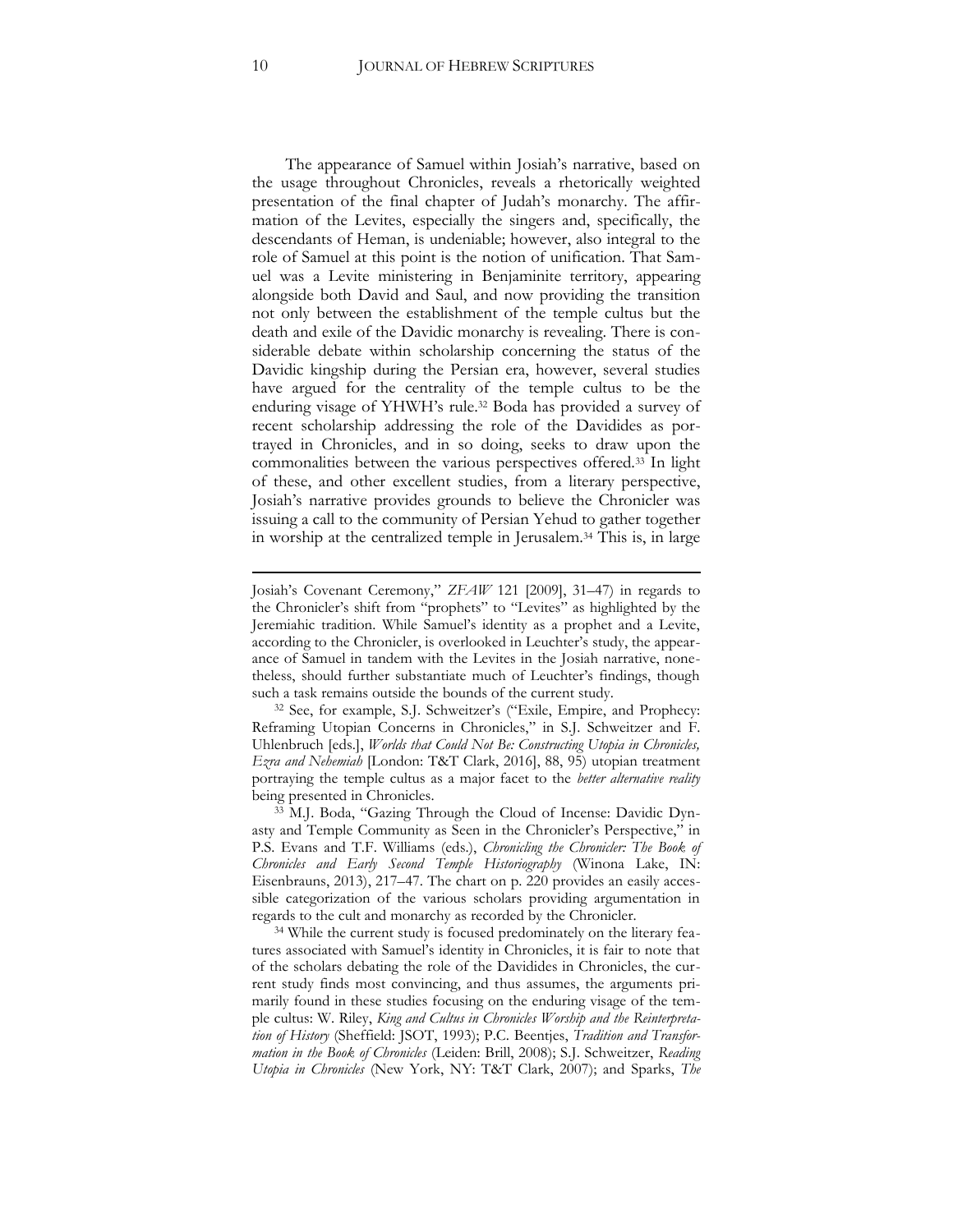The appearance of Samuel within Josiah's narrative, based on the usage throughout Chronicles, reveals a rhetorically weighted presentation of the final chapter of Judah's monarchy. The affirmation of the Levites, especially the singers and, specifically, the descendants of Heman, is undeniable; however, also integral to the role of Samuel at this point is the notion of unification. That Samuel was a Levite ministering in Benjaminite territory, appearing alongside both David and Saul, and now providing the transition not only between the establishment of the temple cultus but the death and exile of the Davidic monarchy is revealing. There is considerable debate within scholarship concerning the status of the Davidic kingship during the Persian era, however, several studies have argued for the centrality of the temple cultus to be the enduring visage of YHWH's rule.[32] Boda has provided a survey of recent scholarship addressing the role of the Davidides as portrayed in Chronicles, and in so doing, seeks to draw upon the commonalities between the various perspectives offered.[33] In light of these, and other excellent studies, from a literary perspective, Josiah's narrative provides grounds to believe the Chronicler was issuing a call to the community of Persian Yehud to gather together in worship at the centralized temple in Jerusalem.[34] This is, in large

---

Josiah's Covenant Ceremony," *ZFAW* 121 [2009], 31–47) in regards to the Chronicler's shift from "prophets" to "Levites" as highlighted by the Jeremiahic tradition. While Samuel's identity as a prophet and a Levite, according to the Chronicler, is overlooked in Leuchter's study, the appearance of Samuel in tandem with the Levites in the Josiah narrative, nonetheless, should further substantiate much of Leuchter's findings, though such a task remains outside the bounds of the current study.

[32] See, for example, S.J. Schweitzer's ("Exile, Empire, and Prophecy: Reframing Utopian Concerns in Chronicles," in S.J. Schweitzer and F. Uhlenbruch [eds.], *Worlds that Could Not Be: Constructing Utopia in Chronicles, Ezra and Nehemiah* [London: T&T Clark, 2016], 88, 95) utopian treatment portraying the temple cultus as a major facet to the *better alternative reality* being presented in Chronicles.

[33] M.J. Boda, "Gazing Through the Cloud of Incense: Davidic Dynasty and Temple Community as Seen in the Chronicler's Perspective," in P.S. Evans and T.F. Williams (eds.), *Chronicling the Chronicler: The Book of Chronicles and Early Second Temple Historiography* (Winona Lake, IN: Eisenbrauns, 2013), 217–47. The chart on p. 220 provides an easily accessible categorization of the various scholars providing argumentation in regards to the cult and monarchy as recorded by the Chronicler.

[34] While the current study is focused predominately on the literary features associated with Samuel's identity in Chronicles, it is fair to note that of the scholars debating the role of the Davidides in Chronicles, the current study finds most convincing, and thus assumes, the arguments primarily found in these studies focusing on the enduring visage of the temple cultus: W. Riley, *King and Cultus in Chronicles Worship and the Reinterpretation of History* (Sheffield: JSOT, 1993); P.C. Beentjes, *Tradition and Transformation in the Book of Chronicles* (Leiden: Brill, 2008); S.J. Schweitzer, *Reading Utopia in Chronicles* (New York, NY: T&T Clark, 2007); and Sparks, *The*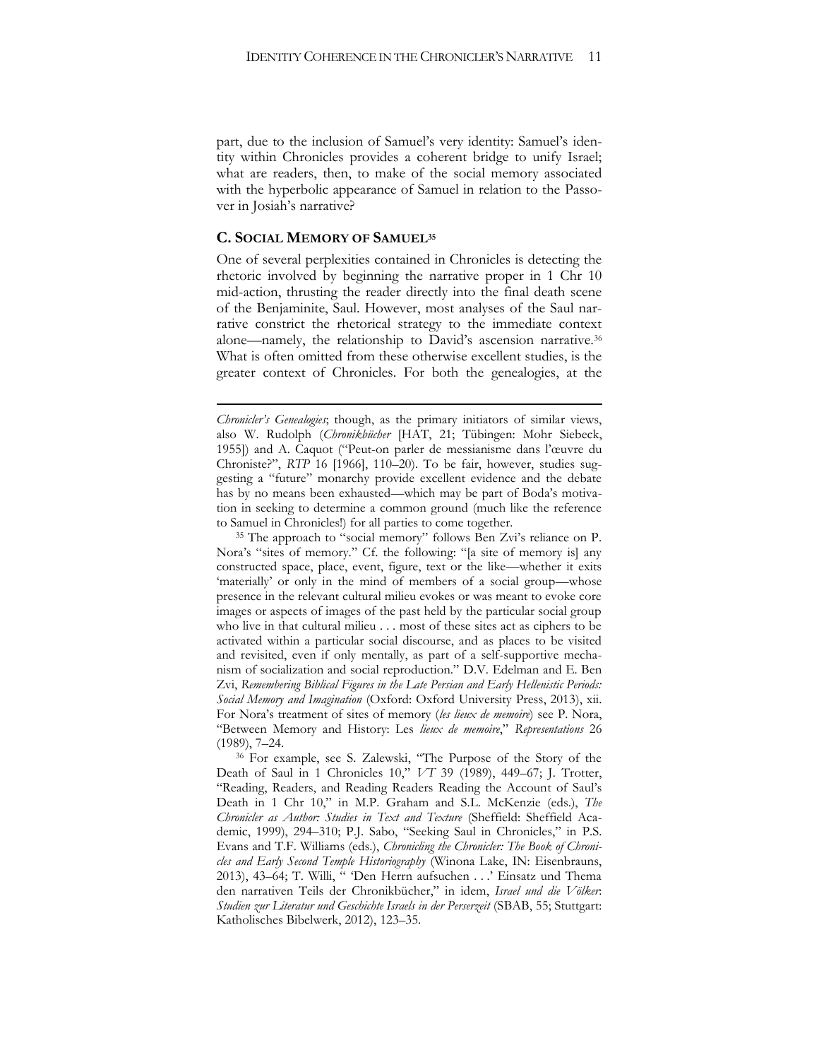part, due to the inclusion of Samuel's very identity: Samuel's identity within Chronicles provides a coherent bridge to unify Israel; what are readers, then, to make of the social memory associated with the hyperbolic appearance of Samuel in relation to the Passover in Josiah's narrative?

## C. SOCIAL MEMORY OF SAMUEL[35]

One of several perplexities contained in Chronicles is detecting the rhetoric involved by beginning the narrative proper in 1 Chr 10 mid-action, thrusting the reader directly into the final death scene of the Benjaminite, Saul. However, most analyses of the Saul narrative constrict the rhetorical strategy to the immediate context alone—namely, the relationship to David's ascension narrative.[36] What is often omitted from these otherwise excellent studies, is the greater context of Chronicles. For both the genealogies, at the

---

*Chronicler's Genealogies*; though, as the primary initiators of similar views, also W. Rudolph (*Chronikbücher* [HAT, 21; Tübingen: Mohr Siebeck, 1955]) and A. Caquot ("Peut-on parler de messianisme dans l'œuvre du Chroniste?", *RTP* 16 [1966], 110–20). To be fair, however, studies suggesting a "future" monarchy provide excellent evidence and the debate has by no means been exhausted—which may be part of Boda's motivation in seeking to determine a common ground (much like the reference to Samuel in Chronicles!) for all parties to come together.

[35] The approach to "social memory" follows Ben Zvi's reliance on P. Nora's "sites of memory." Cf. the following: "[a site of memory is] any constructed space, place, event, figure, text or the like—whether it exits 'materially' or only in the mind of members of a social group—whose presence in the relevant cultural milieu evokes or was meant to evoke core images or aspects of images of the past held by the particular social group who live in that cultural milieu . . . most of these sites act as ciphers to be activated within a particular social discourse, and as places to be visited and revisited, even if only mentally, as part of a self-supportive mechanism of socialization and social reproduction." D.V. Edelman and E. Ben Zvi, *Remembering Biblical Figures in the Late Persian and Early Hellenistic Periods: Social Memory and Imagination* (Oxford: Oxford University Press, 2013), xii. For Nora's treatment of sites of memory (*les lieux de memoire*) see P. Nora, "Between Memory and History: Les *lieux de memoire*," *Representations* 26 (1989), 7–24.

[36] For example, see S. Zalewski, "The Purpose of the Story of the Death of Saul in 1 Chronicles 10," *VT* 39 (1989), 449–67; J. Trotter, "Reading, Readers, and Reading Readers Reading the Account of Saul's Death in 1 Chr 10," in M.P. Graham and S.L. McKenzie (eds.), *The Chronicler as Author: Studies in Text and Texture* (Sheffield: Sheffield Academic, 1999), 294–310; P.J. Sabo, "Seeking Saul in Chronicles," in P.S. Evans and T.F. Williams (eds.), *Chronicling the Chronicler: The Book of Chronicles and Early Second Temple Historiography* (Winona Lake, IN: Eisenbrauns, 2013), 43–64; T. Willi, " 'Den Herrn aufsuchen . . .' Einsatz und Thema den narrativen Teils der Chronikbücher," in idem, *Israel und die Völker*: *Studien zur Literatur und Geschichte Israels in der Perserzeit* (SBAB, 55; Stuttgart: Katholisches Bibelwerk, 2012), 123–35.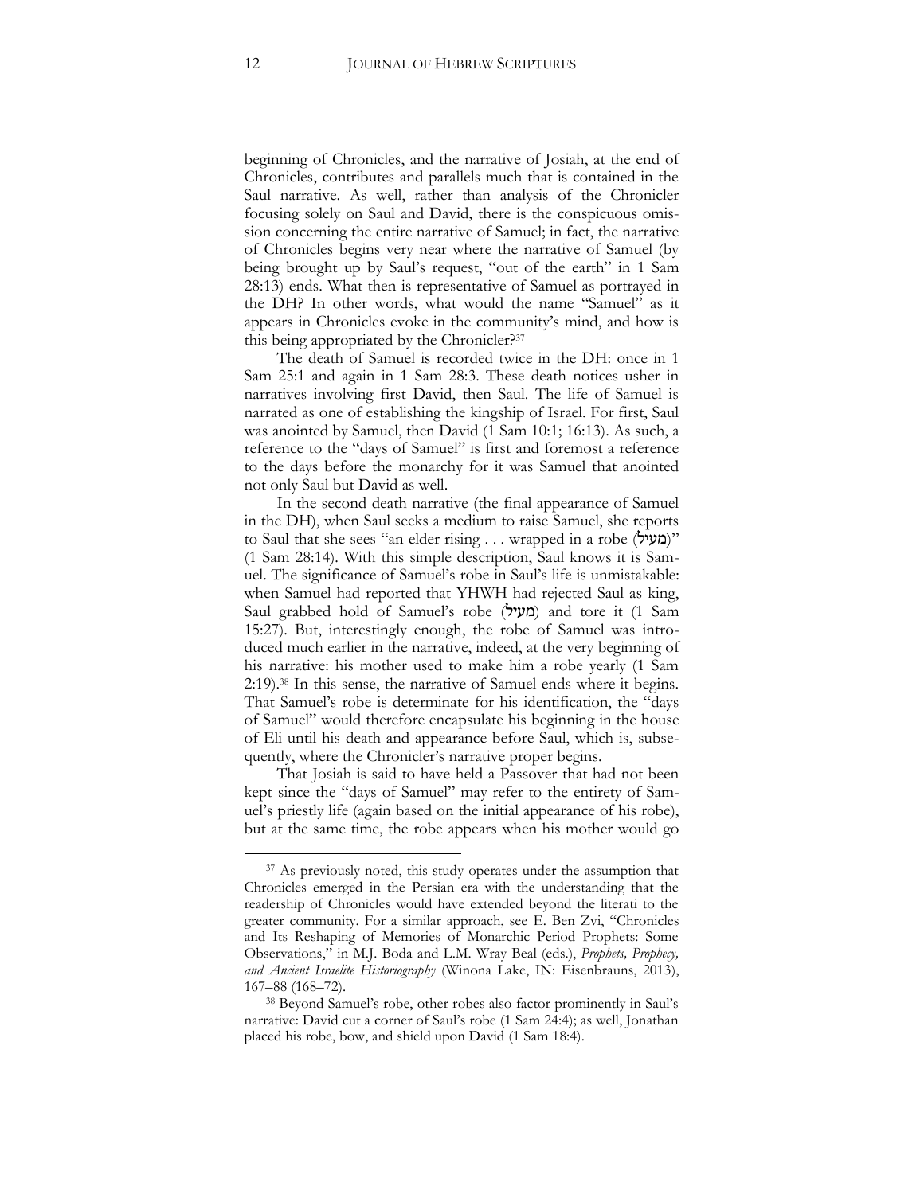beginning of Chronicles, and the narrative of Josiah, at the end of Chronicles, contributes and parallels much that is contained in the Saul narrative. As well, rather than analysis of the Chronicler focusing solely on Saul and David, there is the conspicuous omission concerning the entire narrative of Samuel; in fact, the narrative of Chronicles begins very near where the narrative of Samuel (by being brought up by Saul's request, "out of the earth" in 1 Sam 28:13) ends. What then is representative of Samuel as portrayed in the DH? In other words, what would the name "Samuel" as it appears in Chronicles evoke in the community's mind, and how is this being appropriated by the Chronicler?[37]

The death of Samuel is recorded twice in the DH: once in 1 Sam 25:1 and again in 1 Sam 28:3. These death notices usher in narratives involving first David, then Saul. The life of Samuel is narrated as one of establishing the kingship of Israel. For first, Saul was anointed by Samuel, then David (1 Sam 10:1; 16:13). As such, a reference to the "days of Samuel" is first and foremost a reference to the days before the monarchy for it was Samuel that anointed not only Saul but David as well.

In the second death narrative (the final appearance of Samuel in the DH), when Saul seeks a medium to raise Samuel, she reports to Saul that she sees "an elder rising . . . wrapped in a robe (מעיל)" (1 Sam 28:14). With this simple description, Saul knows it is Samuel. The significance of Samuel's robe in Saul's life is unmistakable: when Samuel had reported that YHWH had rejected Saul as king, Saul grabbed hold of Samuel's robe (מעיל) and tore it (1 Sam 15:27). But, interestingly enough, the robe of Samuel was introduced much earlier in the narrative, indeed, at the very beginning of his narrative: his mother used to make him a robe yearly (1 Sam 2:19).[38] In this sense, the narrative of Samuel ends where it begins. That Samuel's robe is determinate for his identification, the "days of Samuel" would therefore encapsulate his beginning in the house of Eli until his death and appearance before Saul, which is, subsequently, where the Chronicler's narrative proper begins.

That Josiah is said to have held a Passover that had not been kept since the "days of Samuel" may refer to the entirety of Samuel's priestly life (again based on the initial appearance of his robe), but at the same time, the robe appears when his mother would go

---

[37] As previously noted, this study operates under the assumption that Chronicles emerged in the Persian era with the understanding that the readership of Chronicles would have extended beyond the literati to the greater community. For a similar approach, see E. Ben Zvi, "Chronicles and Its Reshaping of Memories of Monarchic Period Prophets: Some Observations," in M.J. Boda and L.M. Wray Beal (eds.), *Prophets, Prophecy, and Ancient Israelite Historiography* (Winona Lake, IN: Eisenbrauns, 2013), 167–88 (168–72).

[38] Beyond Samuel's robe, other robes also factor prominently in Saul's narrative: David cut a corner of Saul's robe (1 Sam 24:4); as well, Jonathan placed his robe, bow, and shield upon David (1 Sam 18:4).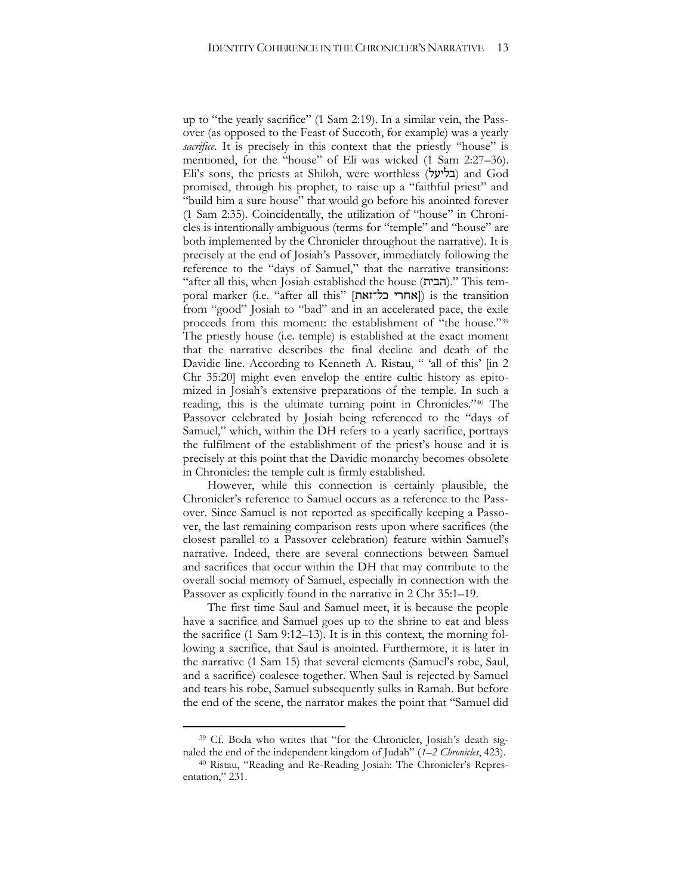up to "the yearly sacrifice" (1 Sam 2:19). In a similar vein, the Passover (as opposed to the Feast of Succoth, for example) was a yearly *sacrifice*. It is precisely in this context that the priestly "house" is mentioned, for the "house" of Eli was wicked (1 Sam 2:27–36). Eli's sons, the priests at Shiloh, were worthless (בליעל) and God promised, through his prophet, to raise up a "faithful priest" and "build him a sure house" that would go before his anointed forever (1 Sam 2:35). Coincidentally, the utilization of "house" in Chronicles is intentionally ambiguous (terms for "temple" and "house" are both implemented by the Chronicler throughout the narrative). It is precisely at the end of Josiah's Passover, immediately following the reference to the "days of Samuel," that the narrative transitions: "after all this, when Josiah established the house (הבית)." This temporal marker (i.e. "after all this" [אחרי כל־זאת]) is the transition from "good" Josiah to "bad" and in an accelerated pace, the exile proceeds from this moment: the establishment of "the house."[39] The priestly house (i.e. temple) is established at the exact moment that the narrative describes the final decline and death of the Davidic line. According to Kenneth A. Ristau, " 'all of this' [in 2 Chr 35:20] might even envelop the entire cultic history as epitomized in Josiah's extensive preparations of the temple. In such a reading, this is the ultimate turning point in Chronicles."[40] The Passover celebrated by Josiah being referenced to the "days of Samuel," which, within the DH refers to a yearly sacrifice, portrays the fulfilment of the establishment of the priest's house and it is precisely at this point that the Davidic monarchy becomes obsolete in Chronicles: the temple cult is firmly established.

However, while this connection is certainly plausible, the Chronicler's reference to Samuel occurs as a reference to the Passover. Since Samuel is not reported as specifically keeping a Passover, the last remaining comparison rests upon where sacrifices (the closest parallel to a Passover celebration) feature within Samuel's narrative. Indeed, there are several connections between Samuel and sacrifices that occur within the DH that may contribute to the overall social memory of Samuel, especially in connection with the Passover as explicitly found in the narrative in 2 Chr 35:1–19.

The first time Saul and Samuel meet, it is because the people have a sacrifice and Samuel goes up to the shrine to eat and bless the sacrifice (1 Sam 9:12–13). It is in this context, the morning following a sacrifice, that Saul is anointed. Furthermore, it is later in the narrative (1 Sam 15) that several elements (Samuel's robe, Saul, and a sacrifice) coalesce together. When Saul is rejected by Samuel and tears his robe, Samuel subsequently sulks in Ramah. But before the end of the scene, the narrator makes the point that "Samuel did

---

[39] Cf. Boda who writes that "for the Chronicler, Josiah's death signaled the end of the independent kingdom of Judah" (*1–2 Chronicles*, 423).

[40] Ristau, "Reading and Re-Reading Josiah: The Chronicler's Representation," 231.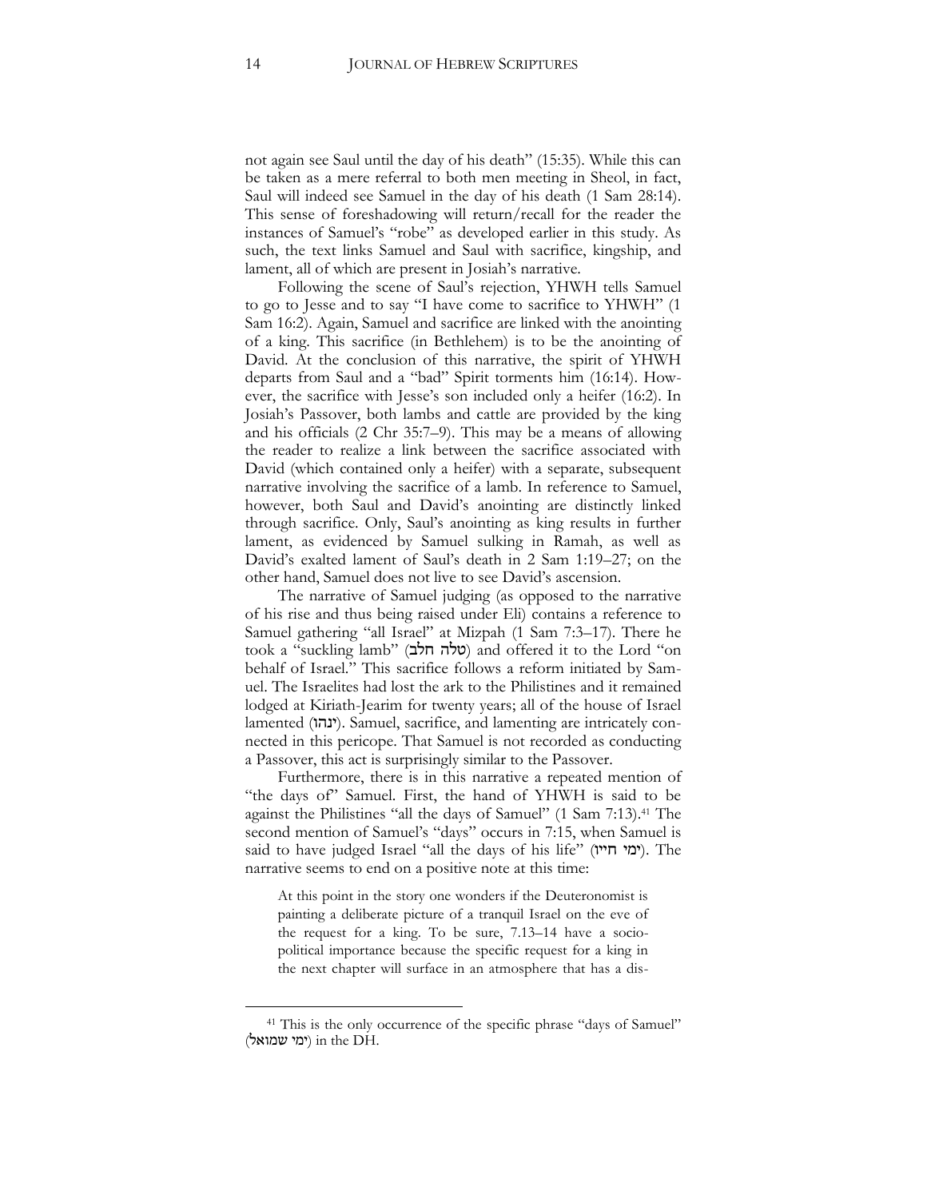not again see Saul until the day of his death" (15:35). While this can be taken as a mere referral to both men meeting in Sheol, in fact, Saul will indeed see Samuel in the day of his death (1 Sam 28:14). This sense of foreshadowing will return/recall for the reader the instances of Samuel's "robe" as developed earlier in this study. As such, the text links Samuel and Saul with sacrifice, kingship, and lament, all of which are present in Josiah's narrative.

Following the scene of Saul's rejection, YHWH tells Samuel to go to Jesse and to say "I have come to sacrifice to YHWH" (1 Sam 16:2). Again, Samuel and sacrifice are linked with the anointing of a king. This sacrifice (in Bethlehem) is to be the anointing of David. At the conclusion of this narrative, the spirit of YHWH departs from Saul and a "bad" Spirit torments him (16:14). However, the sacrifice with Jesse's son included only a heifer (16:2). In Josiah's Passover, both lambs and cattle are provided by the king and his officials (2 Chr 35:7–9). This may be a means of allowing the reader to realize a link between the sacrifice associated with David (which contained only a heifer) with a separate, subsequent narrative involving the sacrifice of a lamb. In reference to Samuel, however, both Saul and David's anointing are distinctly linked through sacrifice. Only, Saul's anointing as king results in further lament, as evidenced by Samuel sulking in Ramah, as well as David's exalted lament of Saul's death in 2 Sam 1:19–27; on the other hand, Samuel does not live to see David's ascension.

The narrative of Samuel judging (as opposed to the narrative of his rise and thus being raised under Eli) contains a reference to Samuel gathering "all Israel" at Mizpah (1 Sam 7:3–17). There he took a "suckling lamb" (טלה חלב) and offered it to the Lord "on behalf of Israel." This sacrifice follows a reform initiated by Samuel. The Israelites had lost the ark to the Philistines and it remained lodged at Kiriath-Jearim for twenty years; all of the house of Israel lamented (ינהו). Samuel, sacrifice, and lamenting are intricately connected in this pericope. That Samuel is not recorded as conducting a Passover, this act is surprisingly similar to the Passover.

Furthermore, there is in this narrative a repeated mention of "the days of" Samuel. First, the hand of YHWH is said to be against the Philistines "all the days of Samuel" (1 Sam 7:13).[41] The second mention of Samuel's "days" occurs in 7:15, when Samuel is said to have judged Israel "all the days of his life" (ימי חייו). The narrative seems to end on a positive note at this time:

> At this point in the story one wonders if the Deuteronomist is painting a deliberate picture of a tranquil Israel on the eve of the request for a king. To be sure, 7.13–14 have a sociopolitical importance because the specific request for a king in the next chapter will surface in an atmosphere that has a dis-

[41] This is the only occurrence of the specific phrase "days of Samuel" (ימי שמואל) in the DH.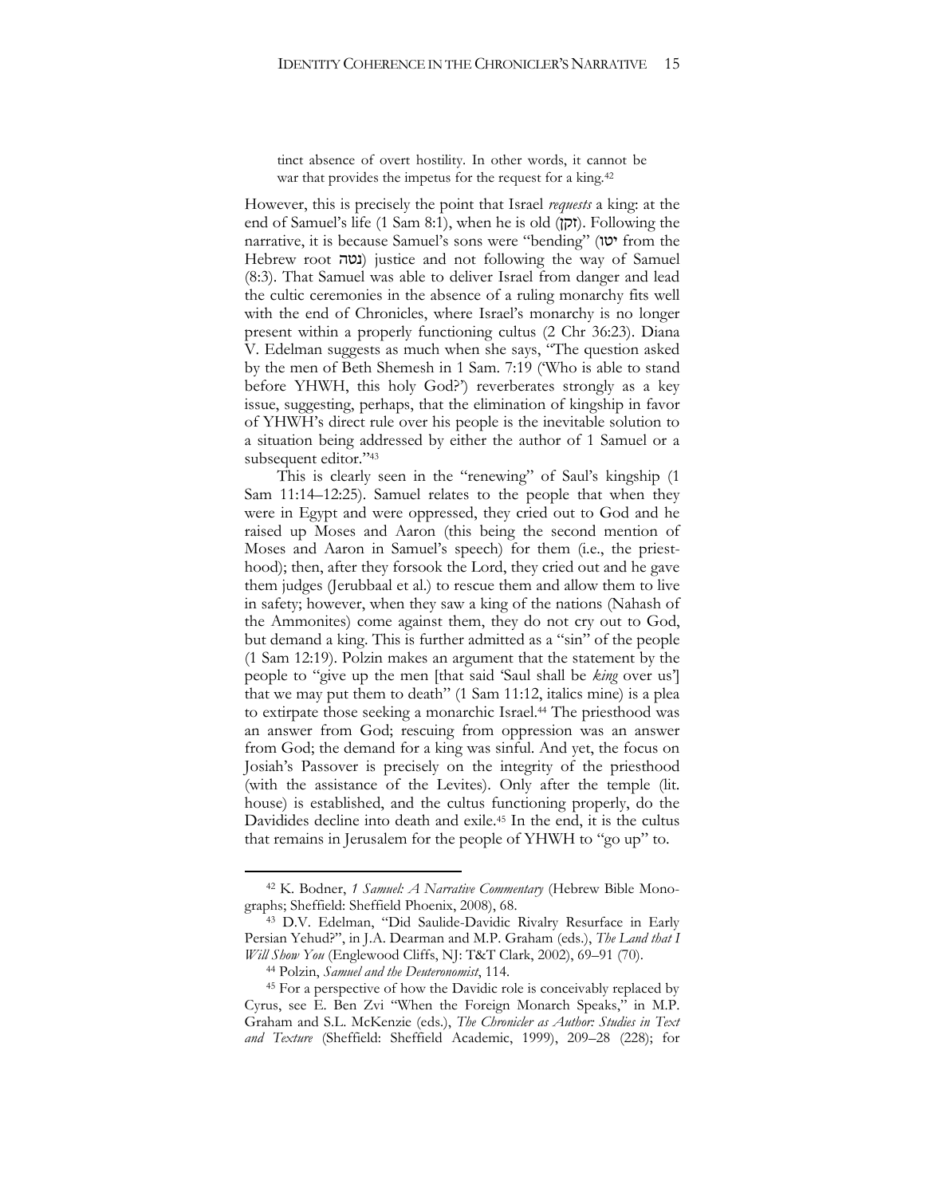tinct absence of overt hostility. In other words, it cannot be war that provides the impetus for the request for a king.[42]

However, this is precisely the point that Israel *requests* a king: at the end of Samuel's life (1 Sam 8:1), when he is old (זקן). Following the narrative, it is because Samuel's sons were "bending" (יטו from the Hebrew root נטה) justice and not following the way of Samuel (8:3). That Samuel was able to deliver Israel from danger and lead the cultic ceremonies in the absence of a ruling monarchy fits well with the end of Chronicles, where Israel's monarchy is no longer present within a properly functioning cultus (2 Chr 36:23). Diana V. Edelman suggests as much when she says, "The question asked by the men of Beth Shemesh in 1 Sam. 7:19 ('Who is able to stand before YHWH, this holy God?') reverberates strongly as a key issue, suggesting, perhaps, that the elimination of kingship in favor of YHWH's direct rule over his people is the inevitable solution to a situation being addressed by either the author of 1 Samuel or a subsequent editor."[43]

This is clearly seen in the "renewing" of Saul's kingship (1 Sam 11:14–12:25). Samuel relates to the people that when they were in Egypt and were oppressed, they cried out to God and he raised up Moses and Aaron (this being the second mention of Moses and Aaron in Samuel's speech) for them (i.e., the priesthood); then, after they forsook the Lord, they cried out and he gave them judges (Jerubbaal et al.) to rescue them and allow them to live in safety; however, when they saw a king of the nations (Nahash of the Ammonites) come against them, they do not cry out to God, but demand a king. This is further admitted as a "sin" of the people (1 Sam 12:19). Polzin makes an argument that the statement by the people to "give up the men [that said 'Saul shall be *king* over us'] that we may put them to death" (1 Sam 11:12, italics mine) is a plea to extirpate those seeking a monarchic Israel.[44] The priesthood was an answer from God; rescuing from oppression was an answer from God; the demand for a king was sinful. And yet, the focus on Josiah's Passover is precisely on the integrity of the priesthood (with the assistance of the Levites). Only after the temple (lit. house) is established, and the cultus functioning properly, do the Davidides decline into death and exile.[45] In the end, it is the cultus that remains in Jerusalem for the people of YHWH to "go up" to.

---

[42] K. Bodner, *1 Samuel: A Narrative Commentary* (Hebrew Bible Monographs; Sheffield: Sheffield Phoenix, 2008), 68.

[43] D.V. Edelman, "Did Saulide-Davidic Rivalry Resurface in Early Persian Yehud?", in J.A. Dearman and M.P. Graham (eds.), *The Land that I Will Show You* (Englewood Cliffs, NJ: T&T Clark, 2002), 69–91 (70).

[44] Polzin, *Samuel and the Deuteronomist*, 114.

[45] For a perspective of how the Davidic role is conceivably replaced by Cyrus, see E. Ben Zvi "When the Foreign Monarch Speaks," in M.P. Graham and S.L. McKenzie (eds.), *The Chronicler as Author: Studies in Text and Texture* (Sheffield: Sheffield Academic, 1999), 209–28 (228); for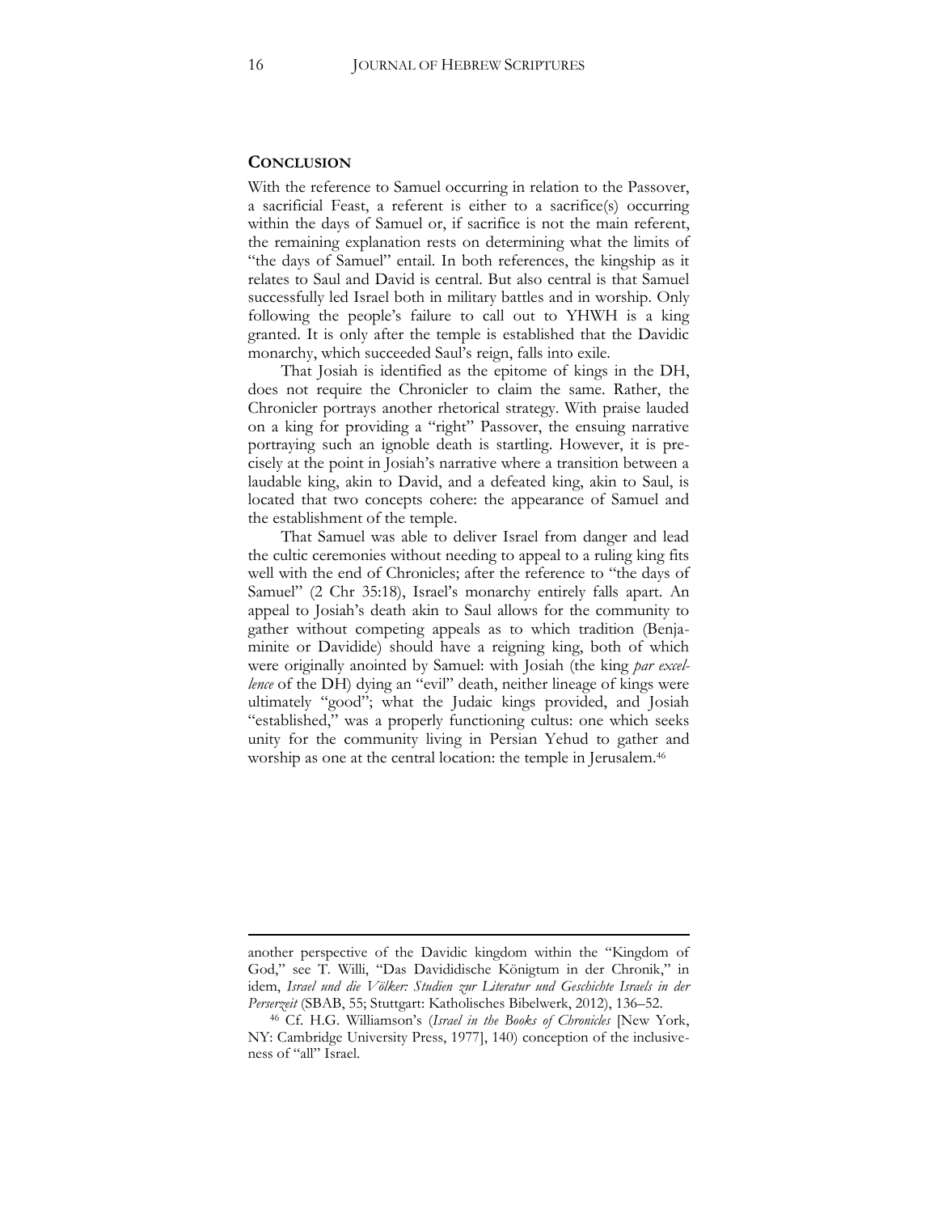## CONCLUSION

With the reference to Samuel occurring in relation to the Passover, a sacrificial Feast, a referent is either to a sacrifice(s) occurring within the days of Samuel or, if sacrifice is not the main referent, the remaining explanation rests on determining what the limits of "the days of Samuel" entail. In both references, the kingship as it relates to Saul and David is central. But also central is that Samuel successfully led Israel both in military battles and in worship. Only following the people's failure to call out to YHWH is a king granted. It is only after the temple is established that the Davidic monarchy, which succeeded Saul's reign, falls into exile.

That Josiah is identified as the epitome of kings in the DH, does not require the Chronicler to claim the same. Rather, the Chronicler portrays another rhetorical strategy. With praise lauded on a king for providing a "right" Passover, the ensuing narrative portraying such an ignoble death is startling. However, it is precisely at the point in Josiah's narrative where a transition between a laudable king, akin to David, and a defeated king, akin to Saul, is located that two concepts cohere: the appearance of Samuel and the establishment of the temple.

That Samuel was able to deliver Israel from danger and lead the cultic ceremonies without needing to appeal to a ruling king fits well with the end of Chronicles; after the reference to "the days of Samuel" (2 Chr 35:18), Israel's monarchy entirely falls apart. An appeal to Josiah's death akin to Saul allows for the community to gather without competing appeals as to which tradition (Benjaminite or Davidide) should have a reigning king, both of which were originally anointed by Samuel: with Josiah (the king *par excellence* of the DH) dying an "evil" death, neither lineage of kings were ultimately "good"; what the Judaic kings provided, and Josiah "established," was a properly functioning cultus: one which seeks unity for the community living in Persian Yehud to gather and worship as one at the central location: the temple in Jerusalem.[46]

---

another perspective of the Davidic kingdom within the "Kingdom of God," see T. Willi, "Das Davididische Königtum in der Chronik," in idem, *Israel und die Völker: Studien zur Literatur und Geschichte Israels in der Perserzeit* (SBAB, 55; Stuttgart: Katholisches Bibelwerk, 2012), 136–52.

[46] Cf. H.G. Williamson's (*Israel in the Books of Chronicles* [New York, NY: Cambridge University Press, 1977], 140) conception of the inclusiveness of "all" Israel.